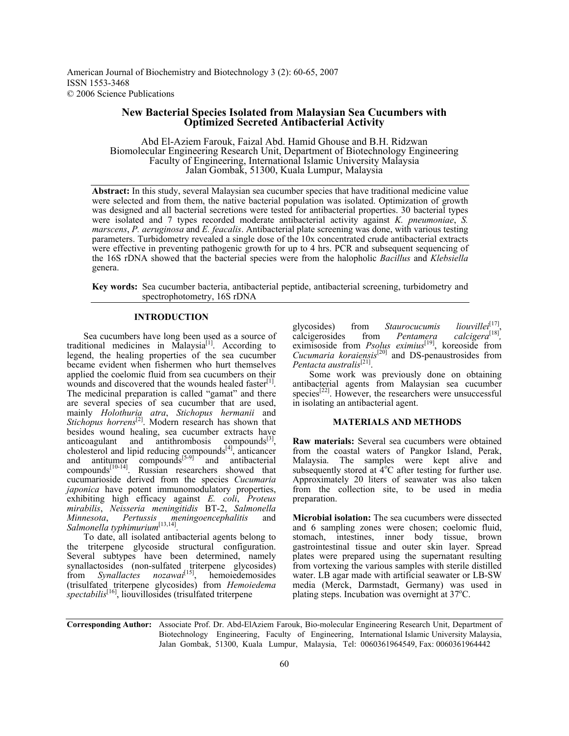American Journal of Biochemistry and Biotechnology 3 (2): 60-65, 2007
ISSN 1553-3468
© 2006 Science Publications

# New Bacterial Species Isolated from Malaysian Sea Cucumbers with Optimized Secreted Antibacterial Activity

Abd El-Aziem Farouk, Faizal Abd. Hamid Ghouse and B.H. Ridzwan
Biomolecular Engineering Research Unit, Department of Biotechnology Engineering
Faculty of Engineering, International Islamic University Malaysia
Jalan Gombak, 51300, Kuala Lumpur, Malaysia

**Abstract:** In this study, several Malaysian sea cucumber species that have traditional medicine value were selected and from them, the native bacterial population was isolated. Optimization of growth was designed and all bacterial secretions were tested for antibacterial properties. 30 bacterial types were isolated and 7 types recorded moderate antibacterial activity against *K. pneumoniae*, *S. marscens*, *P. aeruginosa* and *E. feacalis*. Antibacterial plate screening was done, with various testing parameters. Turbidometry revealed a single dose of the 10x concentrated crude antibacterial extracts were effective in preventing pathogenic growth for up to 4 hrs. PCR and subsequent sequencing of the 16S rDNA showed that the bacterial species were from the halopholic *Bacillus* and *Klebsiella* genera.

**Key words:** Sea cucumber bacteria, antibacterial peptide, antibacterial screening, turbidometry and spectrophotometry, 16S rDNA

## INTRODUCTION

Sea cucumbers have long been used as a source of traditional medicines in Malaysia[1]. According to legend, the healing properties of the sea cucumber became evident when fishermen who hurt themselves applied the coelomic fluid from sea cucumbers on their wounds and discovered that the wounds healed faster[1]. The medicinal preparation is called "gamat" and there are several species of sea cucumber that are used, mainly *Holothuria atra*, *Stichopus hermanii* and *Stichopus horrens*[2]. Modern research has shown that besides wound healing, sea cucumber extracts have anticoagulant and antithrombosis compounds[3], cholesterol and lipid reducing compounds[4], anticancer and antitumor compounds[5-9] and antibacterial compounds[10-14]. Russian researchers showed that cucumarioside derived from the species *Cucumaria japonica* have potent immunomodulatory properties, exhibiting high efficacy against *E. coli*, *Proteus mirabilis*, *Neisseria meningitidis* BT-2, *Salmonella Minnesota*, *Pertussis meningoencephalitis* and *Salmonella typhimurium*[13,14].

To date, all isolated antibacterial agents belong to the triterpene glycoside structural configuration. Several subtypes have been determined, namely synallactosides (non-sulfated triterpene glycosides) from *Synallactes nozawai*[15], hemoiedemosides (trisulfated triterpene glycosides) from *Hemoiedema spectabilis*[16], liouvillosides (trisulfated triterpene glycosides) from *Staurocucumis liouvillei*[17], calcigerosides from *Pentamera calcigera*[18], eximisoside from *Psolus eximius*[19], koreoside from *Cucumaria koraiensis*[20] and DS-penaustrosides from *Pentacta australis*[21].

Some work was previously done on obtaining antibacterial agents from Malaysian sea cucumber species[22]. However, the researchers were unsuccessful in isolating an antibacterial agent.

## MATERIALS AND METHODS

**Raw materials:** Several sea cucumbers were obtained from the coastal waters of Pangkor Island, Perak, Malaysia. The samples were kept alive and subsequently stored at 4°C after testing for further use. Approximately 20 liters of seawater was also taken from the collection site, to be used in media preparation.

**Microbial isolation:** The sea cucumbers were dissected and 6 sampling zones were chosen; coelomic fluid, stomach, intestines, inner body tissue, brown gastrointestinal tissue and outer skin layer. Spread plates were prepared using the supernatant resulting from vortexing the various samples with sterile distilled water. LB agar made with artificial seawater or LB-SW media (Merck, Darmstadt, Germany) was used in plating steps. Incubation was overnight at 37°C.

**Corresponding Author:** Associate Prof. Dr. Abd-ElAziem Farouk, Bio-molecular Engineering Research Unit, Department of Biotechnology Engineering, Faculty of Engineering, International Islamic University Malaysia, Jalan Gombak, 51300, Kuala Lumpur, Malaysia, Tel: 0060361964549, Fax: 0060361964442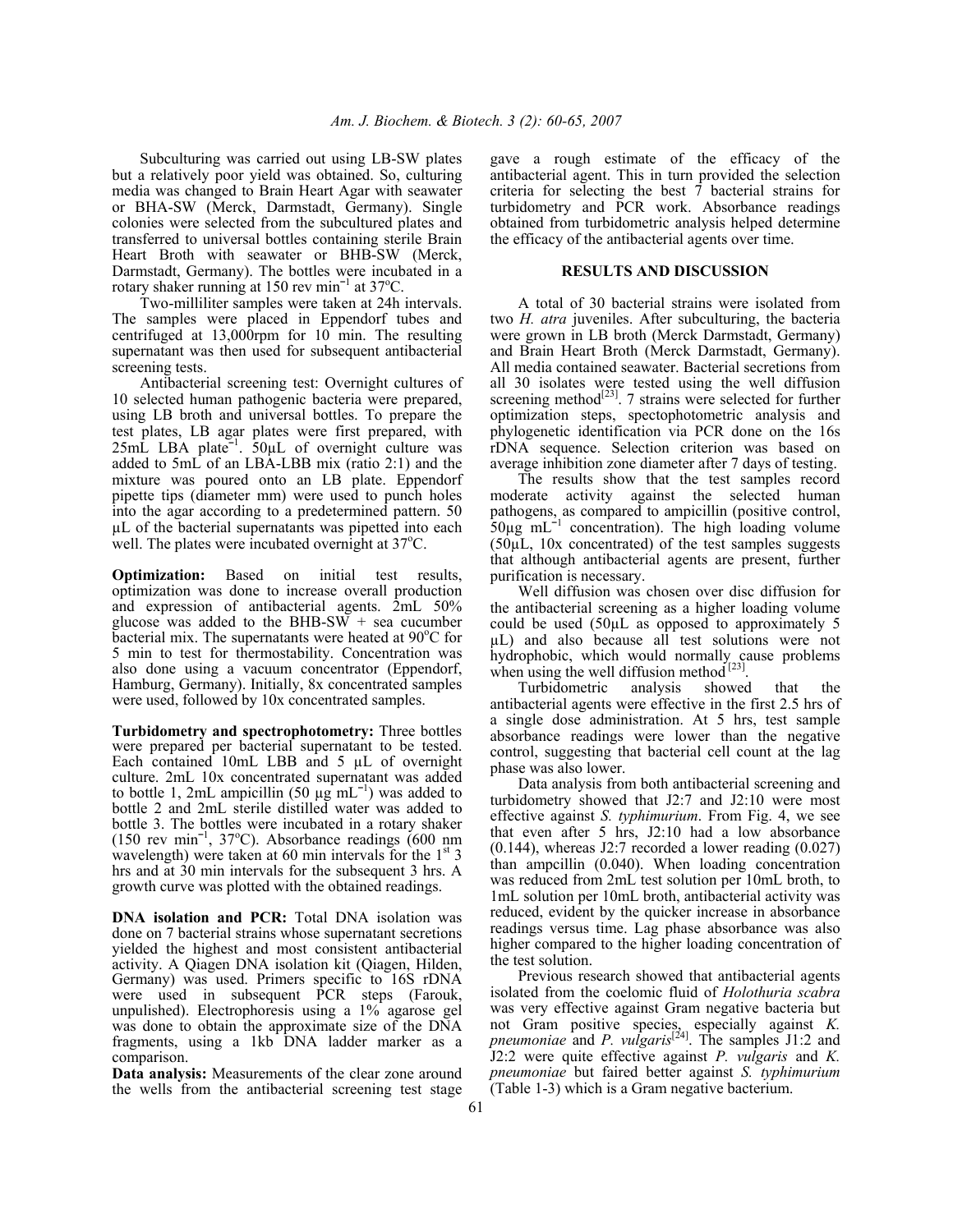Subculturing was carried out using LB-SW plates but a relatively poor yield was obtained. So, culturing media was changed to Brain Heart Agar with seawater or BHA-SW (Merck, Darmstadt, Germany). Single colonies were selected from the subcultured plates and transferred to universal bottles containing sterile Brain Heart Broth with seawater or BHB-SW (Merck, Darmstadt, Germany). The bottles were incubated in a rotary shaker running at 150 rev $min^{-1}$ at 37°C.

Two-milliliter samples were taken at 24h intervals. The samples were placed in Eppendorf tubes and centrifuged at 13,000rpm for 10 min. The resulting supernatant was then used for subsequent antibacterial screening tests.

Antibacterial screening test: Overnight cultures of 10 selected human pathogenic bacteria were prepared, using LB broth and universal bottles. To prepare the test plates, LB agar plates were first prepared, with 25mL LBA $plate^{-1}$. 50µL of overnight culture was added to 5mL of an LBA-LBB mix (ratio 2:1) and the mixture was poured onto an LB plate. Eppendorf pipette tips (diameter mm) were used to punch holes into the agar according to a predetermined pattern. 50 µL of the bacterial supernatants was pipetted into each well. The plates were incubated overnight at 37°C.

**Optimization:** Based on initial test results, optimization was done to increase overall production and expression of antibacterial agents. 2mL 50% glucose was added to the BHB-SW + sea cucumber bacterial mix. The supernatants were heated at 90°C for 5 min to test for thermostability. Concentration was also done using a vacuum concentrator (Eppendorf, Hamburg, Germany). Initially, 8x concentrated samples were used, followed by 10x concentrated samples.

**Turbidometry and spectrophotometry:** Three bottles were prepared per bacterial supernatant to be tested. Each contained 10mL LBB and 5 µL of overnight culture. 2mL 10x concentrated supernatant was added to bottle 1, 2mL ampicillin (50 µg $mL^{-1}$) was added to bottle 2 and 2mL sterile distilled water was added to bottle 3. The bottles were incubated in a rotary shaker (150 rev $min^{-1}$, 37°C). Absorbance readings (600 nm wavelength) were taken at 60 min intervals for the 1st 3 hrs and at 30 min intervals for the subsequent 3 hrs. A growth curve was plotted with the obtained readings.

**DNA isolation and PCR:** Total DNA isolation was done on 7 bacterial strains whose supernatant secretions yielded the highest and most consistent antibacterial activity. A Qiagen DNA isolation kit (Qiagen, Hilden, Germany) was used. Primers specific to 16S rDNA were used in subsequent PCR steps (Farouk, unpulished). Electrophoresis using a 1% agarose gel was done to obtain the approximate size of the DNA fragments, using a 1kb DNA ladder marker as a comparison.

**Data analysis:** Measurements of the clear zone around the wells from the antibacterial screening test stage gave a rough estimate of the efficacy of the antibacterial agent. This in turn provided the selection criteria for selecting the best 7 bacterial strains for turbidometry and PCR work. Absorbance readings obtained from turbidometric analysis helped determine the efficacy of the antibacterial agents over time.

## RESULTS AND DISCUSSION

A total of 30 bacterial strains were isolated from two *H. atra* juveniles. After subculturing, the bacteria were grown in LB broth (Merck Darmstadt, Germany) and Brain Heart Broth (Merck Darmstadt, Germany). All media contained seawater. Bacterial secretions from all 30 isolates were tested using the well diffusion screening method[23]. 7 strains were selected for further optimization steps, spectophotometric analysis and phylogenetic identification via PCR done on the 16s rDNA sequence. Selection criterion was based on average inhibition zone diameter after 7 days of testing.

The results show that the test samples record moderate activity against the selected human pathogens, as compared to ampicillin (positive control, 50µg $mL^{-1}$ concentration). The high loading volume (50µL, 10x concentrated) of the test samples suggests that although antibacterial agents are present, further purification is necessary.

Well diffusion was chosen over disc diffusion for the antibacterial screening as a higher loading volume could be used (50µL as opposed to approximately 5 µL) and also because all test solutions were not hydrophobic, which would normally cause problems when using the well diffusion method[23].

Turbidometric analysis showed that the antibacterial agents were effective in the first 2.5 hrs of a single dose administration. At 5 hrs, test sample absorbance readings were lower than the negative control, suggesting that bacterial cell count at the lag phase was also lower.

Data analysis from both antibacterial screening and turbidometry showed that J2:7 and J2:10 were most effective against *S. typhimurium*. From Fig. 4, we see that even after 5 hrs, J2:10 had a low absorbance (0.144), whereas J2:7 recorded a lower reading (0.027) than ampcillin (0.040). When loading concentration was reduced from 2mL test solution per 10mL broth, to 1mL solution per 10mL broth, antibacterial activity was reduced, evident by the quicker increase in absorbance readings versus time. Lag phase absorbance was also higher compared to the higher loading concentration of the test solution.

Previous research showed that antibacterial agents isolated from the coelomic fluid of *Holothuria scabra* was very effective against Gram negative bacteria but not Gram positive species, especially against *K. pneumoniae* and *P. vulgaris*[24]. The samples J1:2 and J2:2 were quite effective against *P. vulgaris* and *K. pneumoniae* but faired better against *S. typhimurium* (Table 1-3) which is a Gram negative bacterium.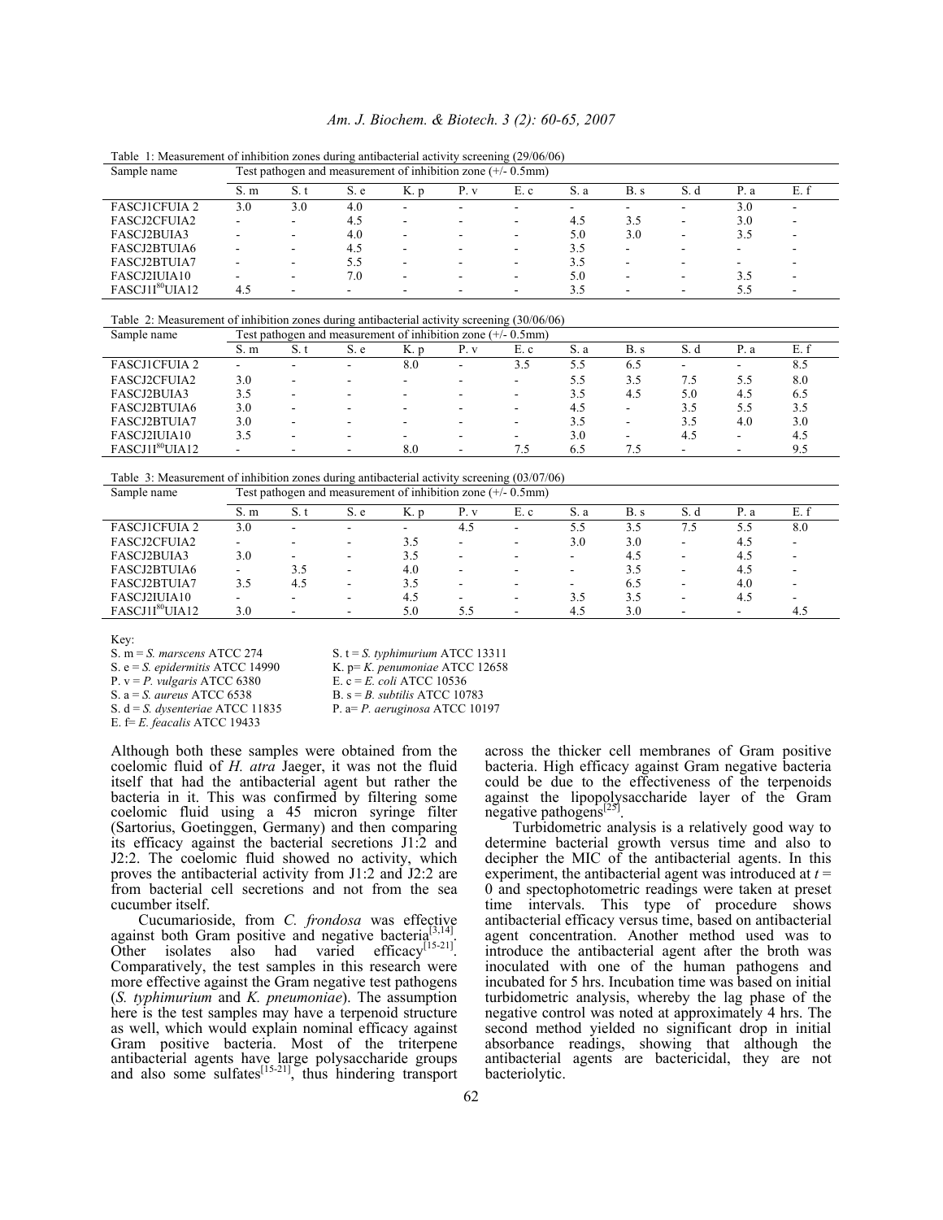Table 1: Measurement of inhibition zones during antibacterial activity screening (29/06/06)

| Sample name | Test pathogen and measurement of inhibition zone (+/- 0.5mm) | | | | | | | | | | |
|---|---|---|---|---|---|---|---|---|---|---|---|
| | S. m | S. t | S. e | K. p | P. v | E. c | S. a | B. s | S. d | P. a | E. f |
| FASCJ1CFUIA 2 | 3.0 | 3.0 | 4.0 | - | - | - | - | - | - | 3.0 | - |
| FASCJ2CFUIA2 | - | - | 4.5 | - | - | - | 4.5 | 3.5 | - | 3.0 | - |
| FASCJ2BUIA3 | - | - | 4.0 | - | - | - | 5.0 | 3.0 | - | 3.5 | - |
| FASCJ2BTUIA6 | - | - | 4.5 | - | - | - | 3.5 | - | - | - | - |
| FASCJ2BTUIA7 | - | - | 5.5 | - | - | - | 3.5 | - | - | - | - |
| FASCJ2IUIA10 | - | - | 7.0 | - | - | - | 5.0 | - | - | 3.5 | - |
| FASCJ1I[80]UIA12 | 4.5 | - | - | - | - | - | 3.5 | - | - | 5.5 | - |

Table 2: Measurement of inhibition zones during antibacterial activity screening (30/06/06)

| Sample name | Test pathogen and measurement of inhibition zone (+/- 0.5mm) | | | | | | | | | | |
|---|---|---|---|---|---|---|---|---|---|---|---|
| | S. m | S. t | S. e | K. p | P. v | E. c | S. a | B. s | S. d | P. a | E. f |
| FASCJ1CFUIA 2 | - | - | - | 8.0 | - | 3.5 | 5.5 | 6.5 | - | - | 8.5 |
| FASCJ2CFUIA2 | 3.0 | - | - | - | - | - | 5.5 | 3.5 | 7.5 | 5.5 | 8.0 |
| FASCJ2BUIA3 | 3.5 | - | - | - | - | - | 3.5 | 4.5 | 5.0 | 4.5 | 6.5 |
| FASCJ2BTUIA6 | 3.0 | - | - | - | - | - | 4.5 | - | 3.5 | 5.5 | 3.5 |
| FASCJ2BTUIA7 | 3.0 | - | - | - | - | - | 3.5 | - | 3.5 | 4.0 | 3.0 |
| FASCJ2IUIA10 | 3.5 | - | - | - | - | - | 3.0 | - | 4.5 | - | 4.5 |
| FASCJ1I[80]UIA12 | - | - | - | 8.0 | - | 7.5 | 6.5 | 7.5 | - | - | 9.5 |

Table 3: Measurement of inhibition zones during antibacterial activity screening (03/07/06)

| Sample name | Test pathogen and measurement of inhibition zone (+/- 0.5mm) | | | | | | | | | | |
|---|---|---|---|---|---|---|---|---|---|---|---|
| | S. m | S. t | S. e | K. p | P. v | E. c | S. a | B. s | S. d | P. a | E. f |
| FASCJ1CFUIA 2 | 3.0 | - | - | - | 4.5 | - | 5.5 | 3.5 | 7.5 | 5.5 | 8.0 |
| FASCJ2CFUIA2 | - | - | - | 3.5 | - | - | 3.0 | 3.0 | - | 4.5 | - |
| FASCJ2BUIA3 | 3.0 | - | - | 3.5 | - | - | - | 4.5 | - | 4.5 | - |
| FASCJ2BTUIA6 | - | 3.5 | - | 4.0 | - | - | - | 3.5 | - | 4.5 | - |
| FASCJ2BTUIA7 | 3.5 | 4.5 | - | 3.5 | - | - | - | 6.5 | - | 4.0 | - |
| FASCJ2IUIA10 | - | - | - | 4.5 | - | - | 3.5 | 3.5 | - | 4.5 | - |
| FASCJ1I[80]UIA12 | 3.0 | - | - | 5.0 | 5.5 | - | 4.5 | 3.0 | - | - | 4.5 |

Key:
S. m = *S. marscens* ATCC 274
S. e = *S. epidermitis* ATCC 14990
P. v = *P. vulgaris* ATCC 6380
S. a = *S. aureus* ATCC 6538
S. d = *S. dysenteriae* ATCC 11835
E. f= *E. feacalis* ATCC 19433
S. t = *S. typhimurium* ATCC 13311
K. p= *K. penumoniae* ATCC 12658
E. c = *E. coli* ATCC 10536
B. s = *B. subtilis* ATCC 10783
P. a= *P. aeruginosa* ATCC 10197

Although both these samples were obtained from the coelomic fluid of *H. atra* Jaeger, it was not the fluid itself that had the antibacterial agent but rather the bacteria in it. This was confirmed by filtering some coelomic fluid using a 45 micron syringe filter (Sartorius, Goetinggen, Germany) and then comparing its efficacy against the bacterial secretions J1:2 and J2:2. The coelomic fluid showed no activity, which proves the antibacterial activity from J1:2 and J2:2 are from bacterial cell secretions and not from the sea cucumber itself.

Cucumarioside, from *C. frondosa* was effective against both Gram positive and negative bacteria[3,14]. Other isolates also had varied efficacy[15-21]. Comparatively, the test samples in this research were more effective against the Gram negative test pathogens (*S. typhimurium* and *K. pneumoniae*). The assumption here is the test samples may have a terpenoid structure as well, which would explain nominal efficacy against Gram positive bacteria. Most of the triterpene antibacterial agents have large polysaccharide groups and also some sulfates[15-21], thus hindering transport across the thicker cell membranes of Gram positive bacteria. High efficacy against Gram negative bacteria could be due to the effectiveness of the terpenoids against the lipopolysaccharide layer of the Gram negative pathogens[25].

Turbidometric analysis is a relatively good way to determine bacterial growth versus time and also to decipher the MIC of the antibacterial agents. In this experiment, the antibacterial agent was introduced at $t$ = 0 and spectophotometric readings were taken at preset time intervals. This type of procedure shows antibacterial efficacy versus time, based on antibacterial agent concentration. Another method used was to introduce the antibacterial agent after the broth was inoculated with one of the human pathogens and incubated for 5 hrs. Incubation time was based on initial turbidometric analysis, whereby the lag phase of the negative control was noted at approximately 4 hrs. The second method yielded no significant drop in initial absorbance readings, showing that although the antibacterial agents are bactericidal, they are not bacteriolytic.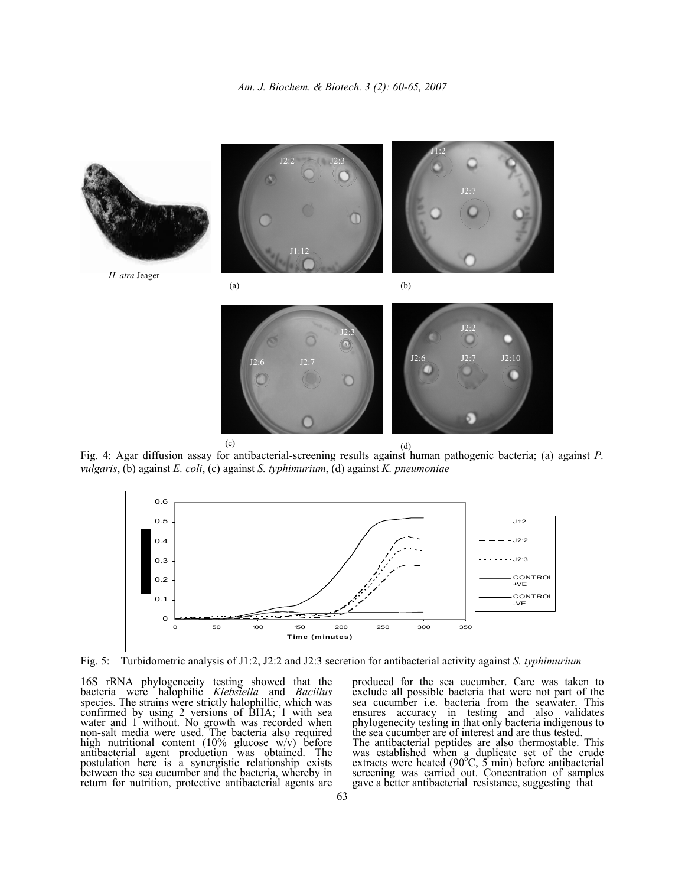Fig. 4: Agar diffusion assay for antibacterial-screening results against human pathogenic bacteria; (a) against *P. vulgaris*, (b) against *E. coli*, (c) against *S. typhimurium*, (d) against *K. pneumoniae*

Fig. 5: Turbidometric analysis of J1:2, J2:2 and J2:3 secretion for antibacterial activity against *S. typhimurium*

16S rRNA phylogenecity testing showed that the bacteria were halophilic *Klebsiella* and *Bacillus* species. The strains were strictly halophillic, which was confirmed by using 2 versions of BHA; 1 with sea water and 1 without. No growth was recorded when non-salt media were used. The bacteria also required high nutritional content (10% glucose w/v) before antibacterial agent production was obtained. The postulation here is a synergistic relationship exists between the sea cucumber and the bacteria, whereby in return for nutrition, protective antibacterial agents are produced for the sea cucumber. Care was taken to exclude all possible bacteria that were not part of the sea cucumber i.e. bacteria from the seawater. This ensures accuracy in testing and also validates phylogenecity testing in that only bacteria indigenous to the sea cucumber are of interest and are thus tested.

The antibacterial peptides are also thermostable. This was established when a duplicate set of the crude extracts were heated (90°C, 5 min) before antibacterial screening was carried out. Concentration of samples gave a better antibacterial resistance, suggesting that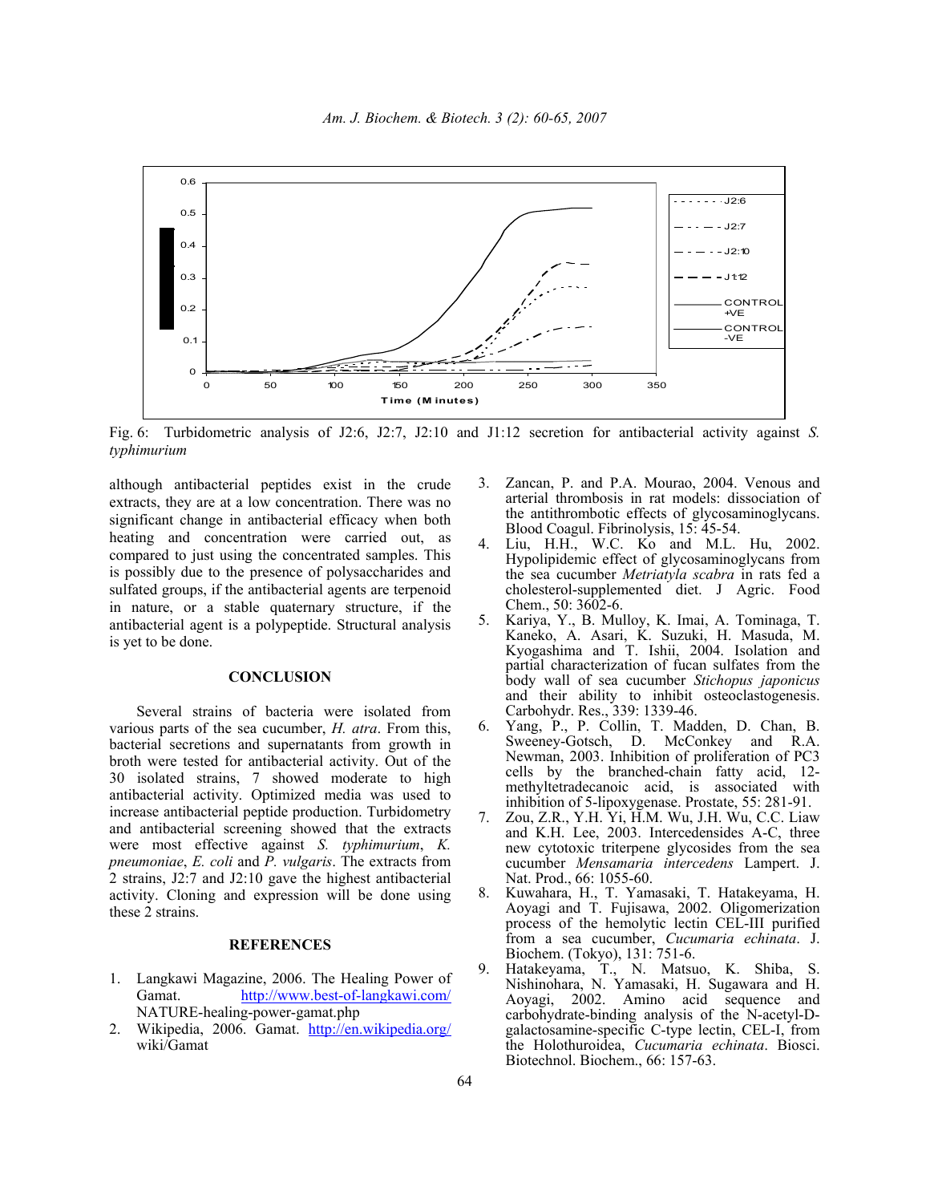Fig. 6: Turbidometric analysis of J2:6, J2:7, J2:10 and J1:12 secretion for antibacterial activity against *S. typhimurium*

although antibacterial peptides exist in the crude extracts, they are at a low concentration. There was no significant change in antibacterial efficacy when both heating and concentration were carried out, as compared to just using the concentrated samples. This is possibly due to the presence of polysaccharides and sulfated groups, if the antibacterial agents are terpenoid in nature, or a stable quaternary structure, if the antibacterial agent is a polypeptide. Structural analysis is yet to be done.

## CONCLUSION

Several strains of bacteria were isolated from various parts of the sea cucumber, *H. atra*. From this, bacterial secretions and supernatants from growth in broth were tested for antibacterial activity. Out of the 30 isolated strains, 7 showed moderate to high antibacterial activity. Optimized media was used to increase antibacterial peptide production. Turbidometry and antibacterial screening showed that the extracts were most effective against *S. typhimurium*, *K. pneumoniae*, *E. coli* and *P. vulgaris*. The extracts from 2 strains, J2:7 and J2:10 gave the highest antibacterial activity. Cloning and expression will be done using these 2 strains.

## REFERENCES

1. Langkawi Magazine, 2006. The Healing Power of Gamat. http://www.best-of-langkawi.com/NATURE-healing-power-gamat.php
2. Wikipedia, 2006. Gamat. http://en.wikipedia.org/wiki/Gamat
3. Zancan, P. and P.A. Mourao, 2004. Venous and arterial thrombosis in rat models: dissociation of the antithrombotic effects of glycosaminoglycans. Blood Coagul. Fibrinolysis, 15: 45-54.
4. Liu, H.H., W.C. Ko and M.L. Hu, 2002. Hypolipidemic effect of glycosaminoglycans from the sea cucumber *Metriatyla scabra* in rats fed a cholesterol-supplemented diet. J Agric. Food Chem., 50: 3602-6.
5. Kariya, Y., B. Mulloy, K. Imai, A. Tominaga, T. Kaneko, A. Asari, K. Suzuki, H. Masuda, M. Kyogashima and T. Ishii, 2004. Isolation and partial characterization of fucan sulfates from the body wall of sea cucumber *Stichopus japonicus* and their ability to inhibit osteoclastogenesis. Carbohydr. Res., 339: 1339-46.
6. Yang, P., P. Collin, T. Madden, D. Chan, B. Sweeney-Gotsch, D. McConkey and R.A. Newman, 2003. Inhibition of proliferation of PC3 cells by the branched-chain fatty acid, 12-methyltetradecanoic acid, is associated with inhibition of 5-lipoxygenase. Prostate, 55: 281-91.
7. Zou, Z.R., Y.H. Yi, H.M. Wu, J.H. Wu, C.C. Liaw and K.H. Lee, 2003. Intercedensides A-C, three new cytotoxic triterpene glycosides from the sea cucumber *Mensamaria intercedens* Lampert. J. Nat. Prod., 66: 1055-60.
8. Kuwahara, H., T. Yamasaki, T. Hatakeyama, H. Aoyagi and T. Fujisawa, 2002. Oligomerization process of the hemolytic lectin CEL-III purified from a sea cucumber, *Cucumaria echinata*. J. Biochem. (Tokyo), 131: 751-6.
9. Hatakeyama, T., N. Matsuo, K. Shiba, S. Nishinohara, N. Yamasaki, H. Sugawara and H. Aoyagi, 2002. Amino acid sequence and carbohydrate-binding analysis of the N-acetyl-D-galactosamine-specific C-type lectin, CEL-I, from the Holothuroidea, *Cucumaria echinata*. Biosci. Biotechnol. Biochem., 66: 157-63.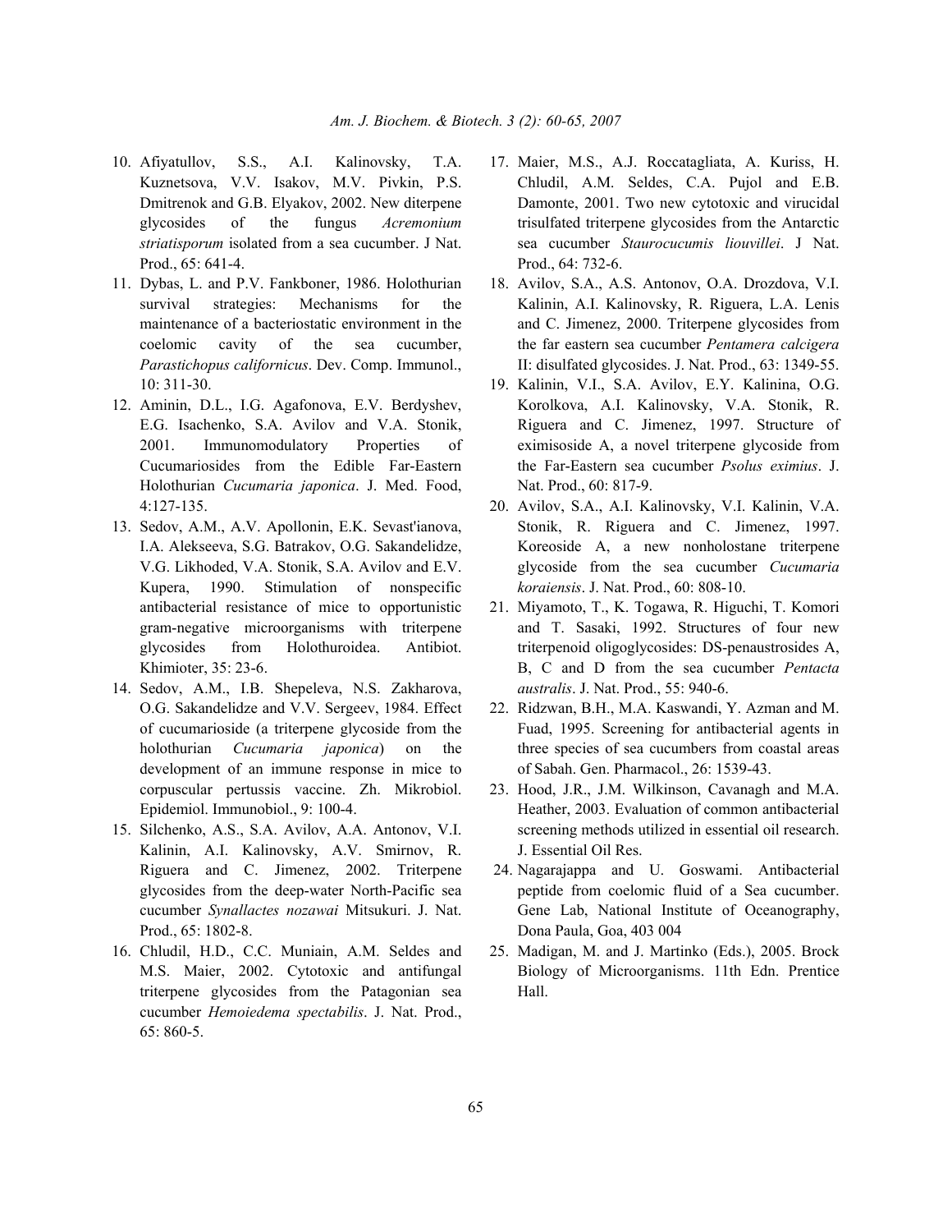10. Afiyatullov, S.S., A.I. Kalinovsky, T.A. Kuznetsova, V.V. Isakov, M.V. Pivkin, P.S. Dmitrenok and G.B. Elyakov, 2002. New diterpene glycosides of the fungus *Acremonium striatisporum* isolated from a sea cucumber. J Nat. Prod., 65: 641-4.
11. Dybas, L. and P.V. Fankboner, 1986. Holothurian survival strategies: Mechanisms for the maintenance of a bacteriostatic environment in the coelomic cavity of the sea cucumber, *Parastichopus californicus*. Dev. Comp. Immunol., 10: 311-30.
12. Aminin, D.L., I.G. Agafonova, E.V. Berdyshev, E.G. Isachenko, S.A. Avilov and V.A. Stonik, 2001. Immunomodulatory Properties of Cucumariosides from the Edible Far-Eastern Holothurian *Cucumaria japonica*. J. Med. Food, 4:127-135.
13. Sedov, A.M., A.V. Apollonin, E.K. Sevast'ianova, I.A. Alekseeva, S.G. Batrakov, O.G. Sakandelidze, V.G. Likhoded, V.A. Stonik, S.A. Avilov and E.V. Kupera, 1990. Stimulation of nonspecific antibacterial resistance of mice to opportunistic gram-negative microorganisms with triterpene glycosides from Holothuroidea. Antibiot. Khimioter, 35: 23-6.
14. Sedov, A.M., I.B. Shepeleva, N.S. Zakharova, O.G. Sakandelidze and V.V. Sergeev, 1984. Effect of cucumarioside (a triterpene glycoside from the holothurian *Cucumaria japonica*) on the development of an immune response in mice to corpuscular pertussis vaccine. Zh. Mikrobiol. Epidemiol. Immunobiol., 9: 100-4.
15. Silchenko, A.S., S.A. Avilov, A.A. Antonov, V.I. Kalinin, A.I. Kalinovsky, A.V. Smirnov, R. Riguera and C. Jimenez, 2002. Triterpene glycosides from the deep-water North-Pacific sea cucumber *Synallactes nozawai* Mitsukuri. J. Nat. Prod., 65: 1802-8.
16. Chludil, H.D., C.C. Muniain, A.M. Seldes and M.S. Maier, 2002. Cytotoxic and antifungal triterpene glycosides from the Patagonian sea cucumber *Hemoiedema spectabilis*. J. Nat. Prod., 65: 860-5.
17. Maier, M.S., A.J. Roccatagliata, A. Kuriss, H. Chludil, A.M. Seldes, C.A. Pujol and E.B. Damonte, 2001. Two new cytotoxic and virucidal trisulfated triterpene glycosides from the Antarctic sea cucumber *Staurocucumis liouvillei*. J Nat. Prod., 64: 732-6.
18. Avilov, S.A., A.S. Antonov, O.A. Drozdova, V.I. Kalinin, A.I. Kalinovsky, R. Riguera, L.A. Lenis and C. Jimenez, 2000. Triterpene glycosides from the far eastern sea cucumber *Pentamera calcigera* II: disulfated glycosides. J. Nat. Prod., 63: 1349-55.
19. Kalinin, V.I., S.A. Avilov, E.Y. Kalinina, O.G. Korolkova, A.I. Kalinovsky, V.A. Stonik, R. Riguera and C. Jimenez, 1997. Structure of eximisoside A, a novel triterpene glycoside from the Far-Eastern sea cucumber *Psolus eximius*. J. Nat. Prod., 60: 817-9.
20. Avilov, S.A., A.I. Kalinovsky, V.I. Kalinin, V.A. Stonik, R. Riguera and C. Jimenez, 1997. Koreoside A, a new nonholostane triterpene glycoside from the sea cucumber *Cucumaria koraiensis*. J. Nat. Prod., 60: 808-10.
21. Miyamoto, T., K. Togawa, R. Higuchi, T. Komori and T. Sasaki, 1992. Structures of four new triterpenoid oligoglycosides: DS-penaustrosides A, B, C and D from the sea cucumber *Pentacta australis*. J. Nat. Prod., 55: 940-6.
22. Ridzwan, B.H., M.A. Kaswandi, Y. Azman and M. Fuad, 1995. Screening for antibacterial agents in three species of sea cucumbers from coastal areas of Sabah. Gen. Pharmacol., 26: 1539-43.
23. Hood, J.R., J.M. Wilkinson, Cavanagh and M.A. Heather, 2003. Evaluation of common antibacterial screening methods utilized in essential oil research. J. Essential Oil Res.
24. Nagarajappa and U. Goswami. Antibacterial peptide from coelomic fluid of a Sea cucumber. Gene Lab, National Institute of Oceanography, Dona Paula, Goa, 403 004
25. Madigan, M. and J. Martinko (Eds.), 2005. Brock Biology of Microorganisms. 11th Edn. Prentice Hall.